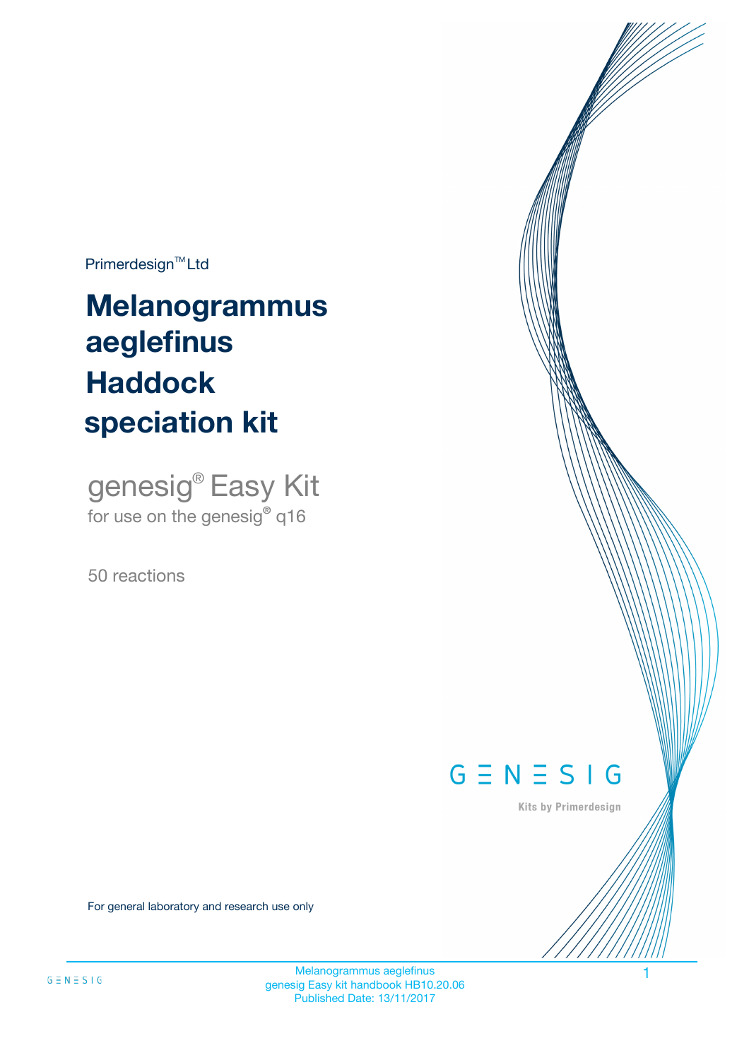Primerdesign™ Ltd

# Melanogrammus aeglefinus Haddock speciation kit

genesig® Easy Kit
for use on the genesig® q16

50 reactions

GENESIG

Kits by Primerdesign

For general laboratory and research use only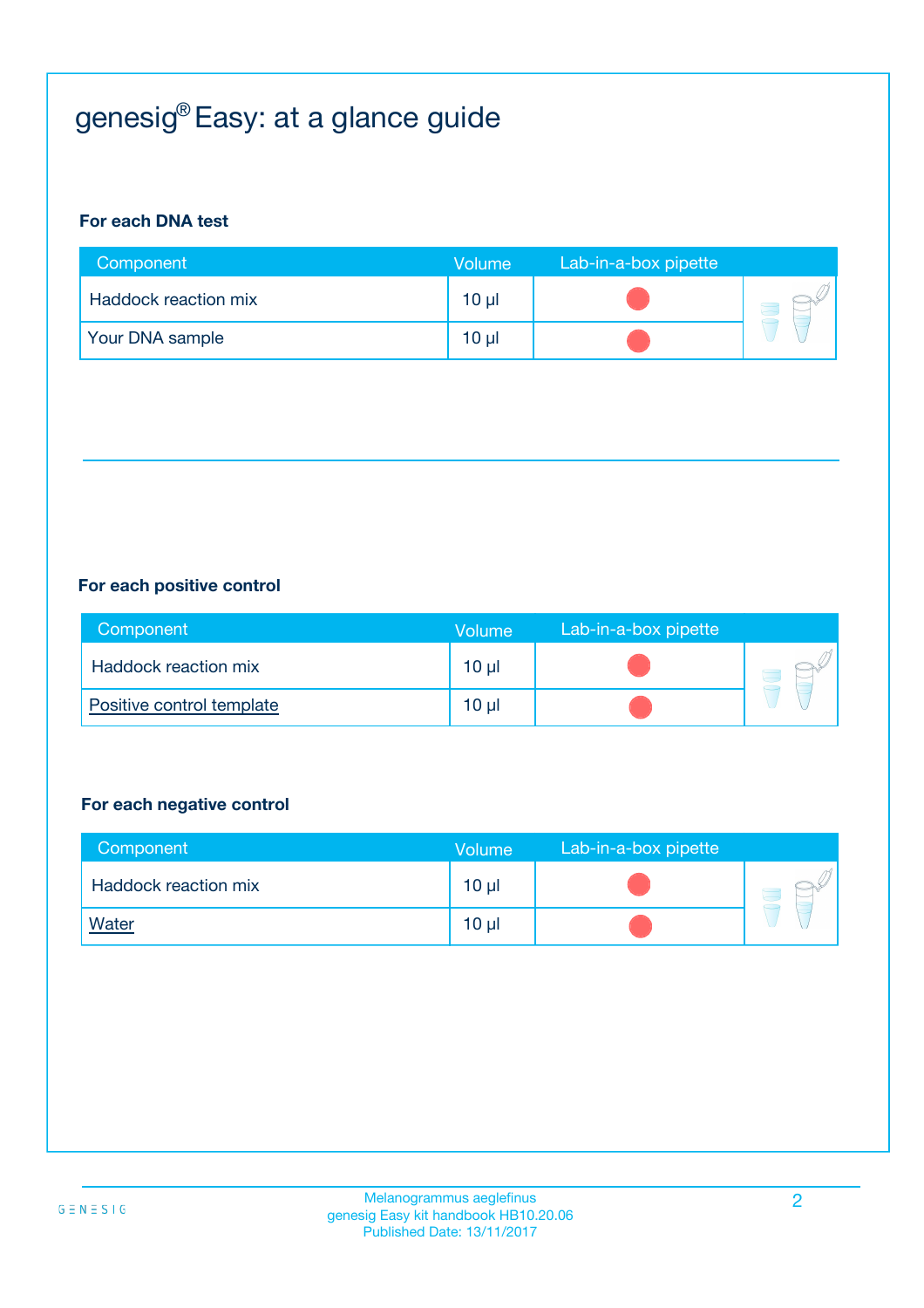# genesig® Easy: at a glance guide

**For each DNA test**

| Component | Volume | Lab-in-a-box pipette |
|---|---|---|
| Haddock reaction mix | 10 µl | |
| Your DNA sample | 10 µl | |

**For each positive control**

| Component | Volume | Lab-in-a-box pipette |
|---|---|---|
| Haddock reaction mix | 10 µl | |
| Positive control template | 10 µl | |

**For each negative control**

| Component | Volume | Lab-in-a-box pipette |
|---|---|---|
| Haddock reaction mix | 10 µl | |
| Water | 10 µl | |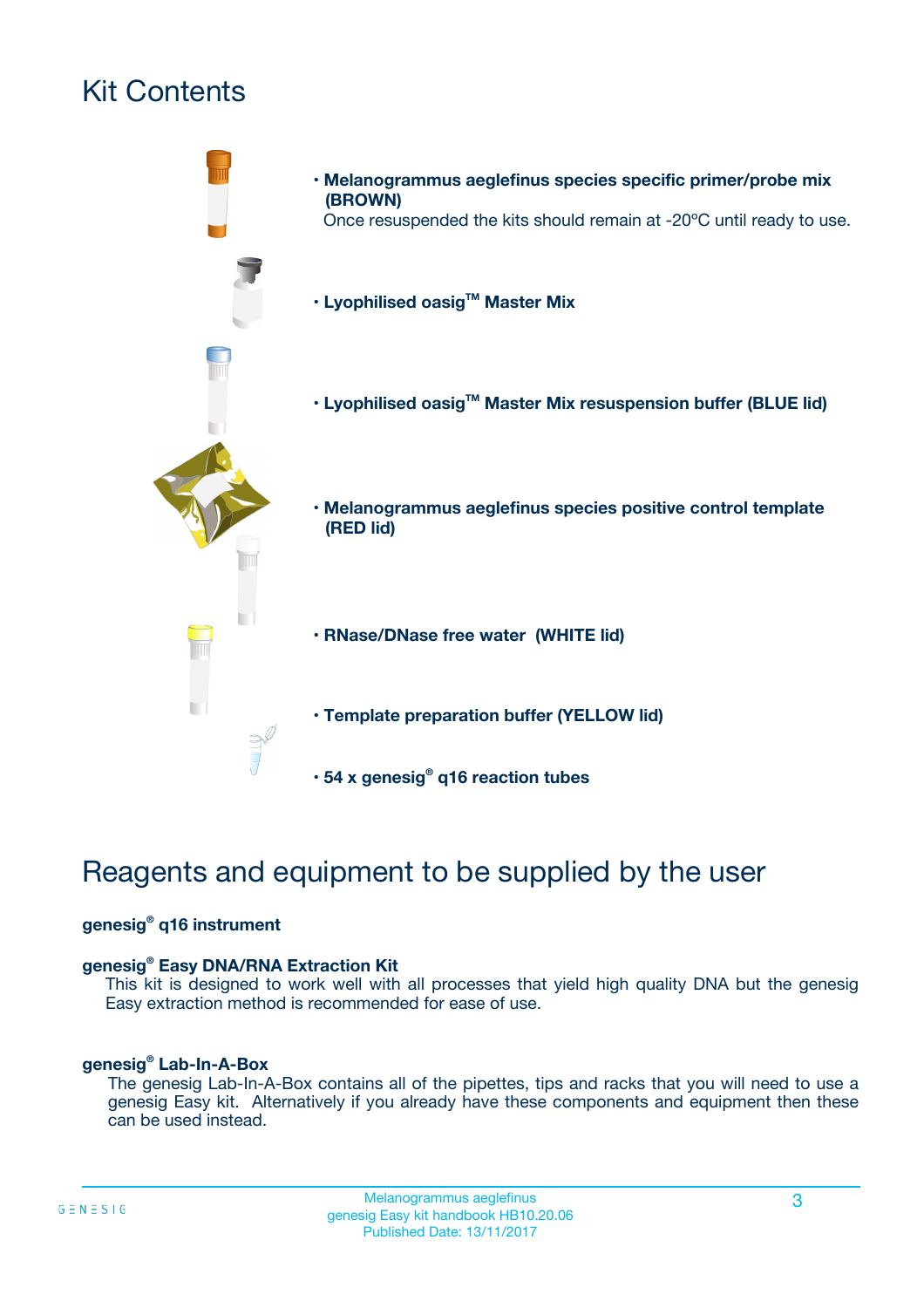# Kit Contents

- **Melanogrammus aeglefinus species specific primer/probe mix (BROWN)**
  Once resuspended the kits should remain at -20ºC until ready to use.
- **Lyophilised oasig™ Master Mix**
- **Lyophilised oasig™ Master Mix resuspension buffer (BLUE lid)**
- **Melanogrammus aeglefinus species positive control template (RED lid)**
- **RNase/DNase free water (WHITE lid)**
- **Template preparation buffer (YELLOW lid)**
- **54 x genesig® q16 reaction tubes**

# Reagents and equipment to be supplied by the user

**genesig® q16 instrument**

**genesig® Easy DNA/RNA Extraction Kit**
This kit is designed to work well with all processes that yield high quality DNA but the genesig Easy extraction method is recommended for ease of use.

**genesig® Lab-In-A-Box**
The genesig Lab-In-A-Box contains all of the pipettes, tips and racks that you will need to use a genesig Easy kit. Alternatively if you already have these components and equipment then these can be used instead.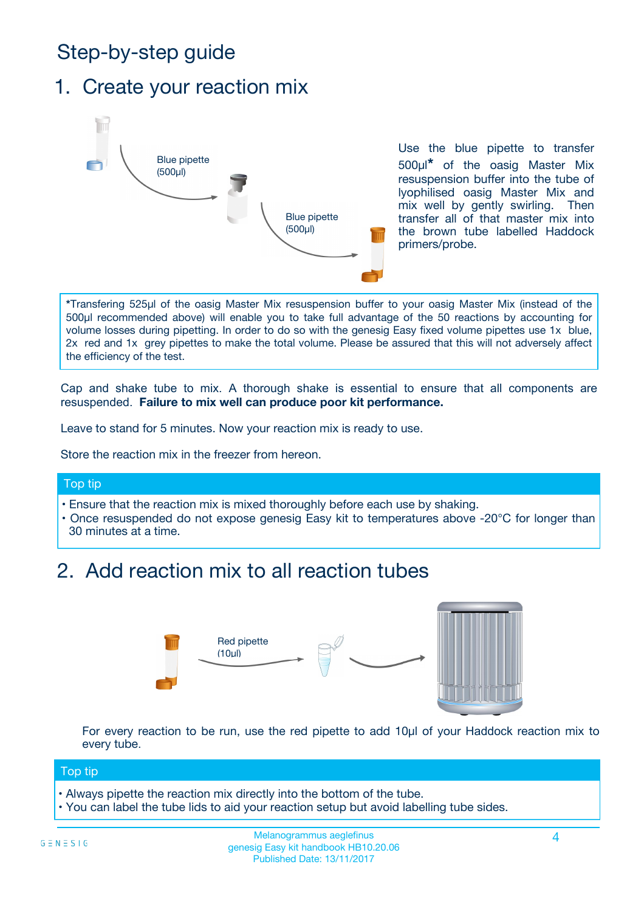# Step-by-step guide

## 1. Create your reaction mix

Blue pipette (500µl)

Blue pipette (500µl)

Use the blue pipette to transfer 500µl* of the oasig Master Mix resuspension buffer into the tube of lyophilised oasig Master Mix and mix well by gently swirling. Then transfer all of that master mix into the brown tube labelled Haddock primers/probe.

*Transfering 525µl of the oasig Master Mix resuspension buffer to your oasig Master Mix (instead of the 500µl recommended above) will enable you to take full advantage of the 50 reactions by accounting for volume losses during pipetting. In order to do so with the genesig Easy fixed volume pipettes use 1x blue, 2x red and 1x grey pipettes to make the total volume. Please be assured that this will not adversely affect the efficiency of the test.

Cap and shake tube to mix. A thorough shake is essential to ensure that all components are resuspended. **Failure to mix well can produce poor kit performance.**

Leave to stand for 5 minutes. Now your reaction mix is ready to use.

Store the reaction mix in the freezer from hereon.

**Top tip**

- Ensure that the reaction mix is mixed thoroughly before each use by shaking.
- Once resuspended do not expose genesig Easy kit to temperatures above -20°C for longer than 30 minutes at a time.

## 2. Add reaction mix to all reaction tubes

Red pipette (10µl)

For every reaction to be run, use the red pipette to add 10µl of your Haddock reaction mix to every tube.

**Top tip**

- Always pipette the reaction mix directly into the bottom of the tube.
- You can label the tube lids to aid your reaction setup but avoid labelling tube sides.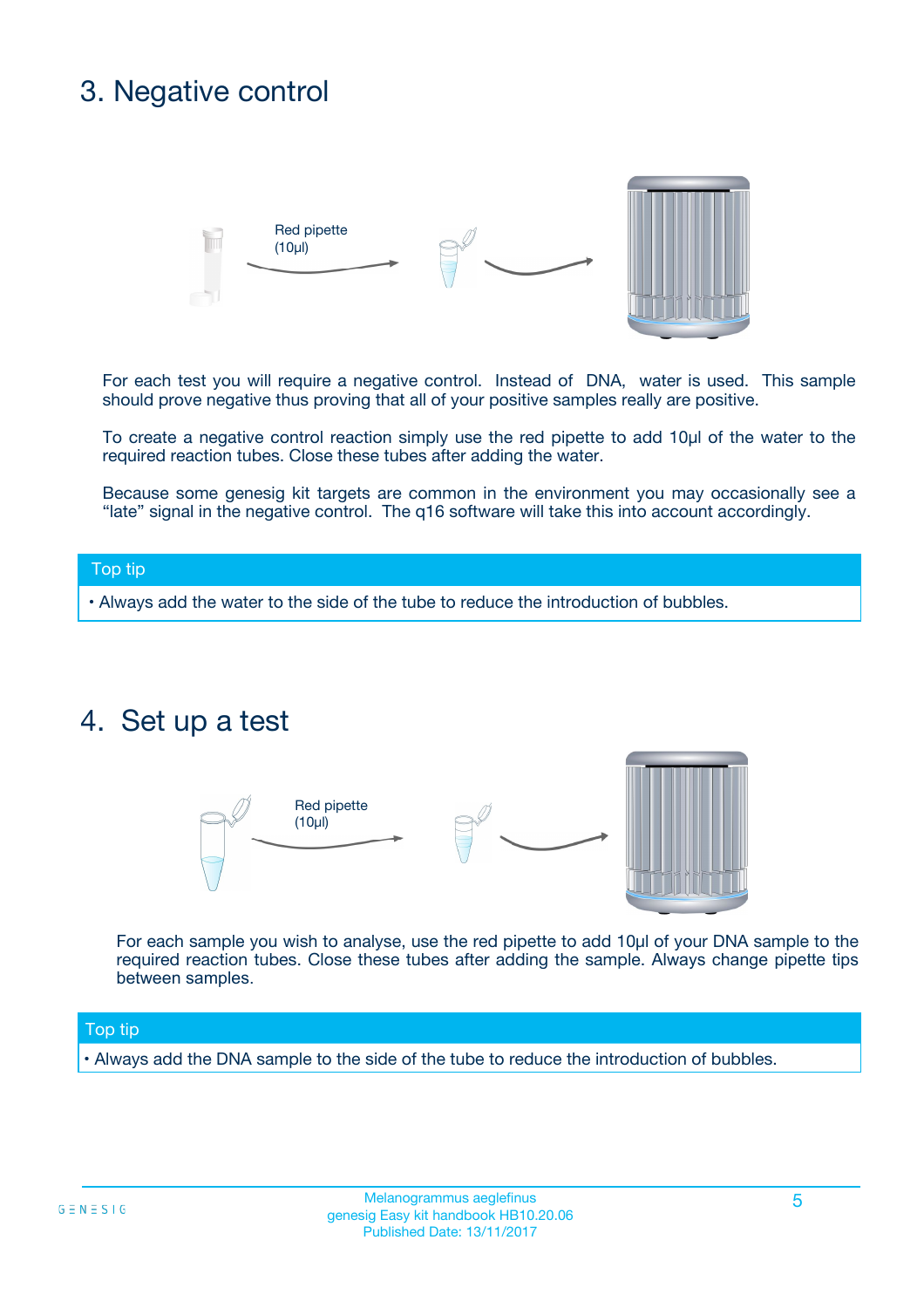## 3. Negative control

Red pipette
(10µl)

For each test you will require a negative control. Instead of DNA, water is used. This sample should prove negative thus proving that all of your positive samples really are positive.

To create a negative control reaction simply use the red pipette to add 10µl of the water to the required reaction tubes. Close these tubes after adding the water.

Because some genesig kit targets are common in the environment you may occasionally see a "late" signal in the negative control. The q16 software will take this into account accordingly.

**Top tip**

- Always add the water to the side of the tube to reduce the introduction of bubbles.

## 4. Set up a test

Red pipette
(10µl)

For each sample you wish to analyse, use the red pipette to add 10µl of your DNA sample to the required reaction tubes. Close these tubes after adding the sample. Always change pipette tips between samples.

**Top tip**

- Always add the DNA sample to the side of the tube to reduce the introduction of bubbles.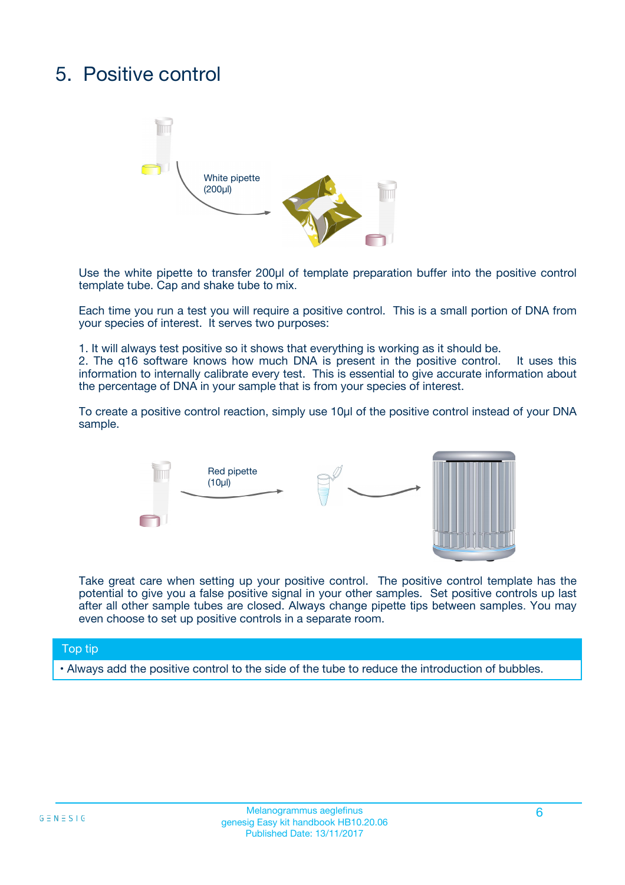# 5. Positive control

White pipette
(200µl)

Use the white pipette to transfer 200µl of template preparation buffer into the positive control template tube. Cap and shake tube to mix.

Each time you run a test you will require a positive control. This is a small portion of DNA from your species of interest. It serves two purposes:

1. It will always test positive so it shows that everything is working as it should be.
2. The q16 software knows how much DNA is present in the positive control. It uses this information to internally calibrate every test. This is essential to give accurate information about the percentage of DNA in your sample that is from your species of interest.

To create a positive control reaction, simply use 10µl of the positive control instead of your DNA sample.

Red pipette
(10µl)

Take great care when setting up your positive control. The positive control template has the potential to give you a false positive signal in your other samples. Set positive controls up last after all other sample tubes are closed. Always change pipette tips between samples. You may even choose to set up positive controls in a separate room.

**Top tip**

- Always add the positive control to the side of the tube to reduce the introduction of bubbles.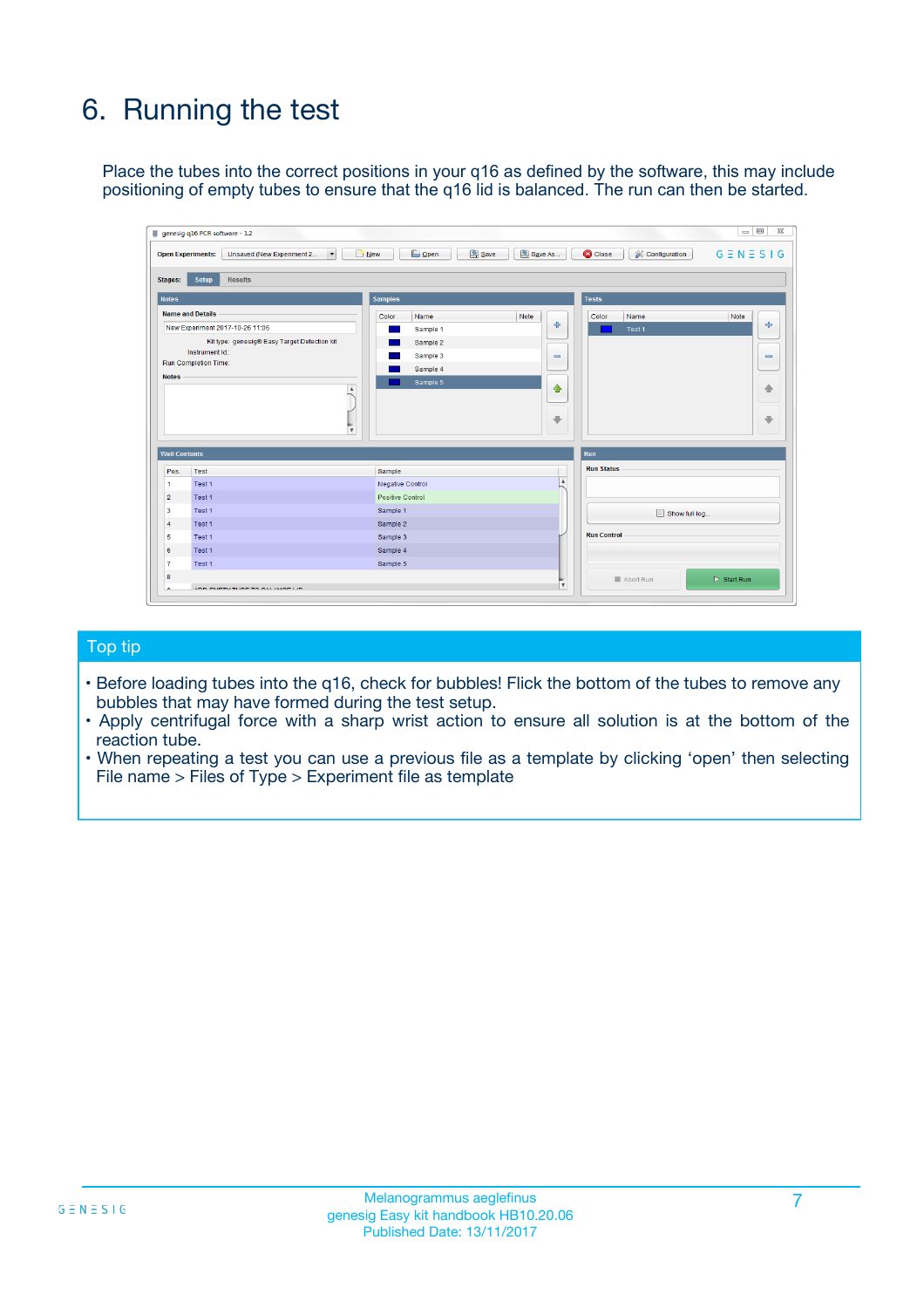# 6. Running the test

Place the tubes into the correct positions in your q16 as defined by the software, this may include positioning of empty tubes to ensure that the q16 lid is balanced. The run can then be started.

## Top tip

- Before loading tubes into the q16, check for bubbles! Flick the bottom of the tubes to remove any bubbles that may have formed during the test setup.
- Apply centrifugal force with a sharp wrist action to ensure all solution is at the bottom of the reaction tube.
- When repeating a test you can use a previous file as a template by clicking ‘open’ then selecting File name > Files of Type > Experiment file as template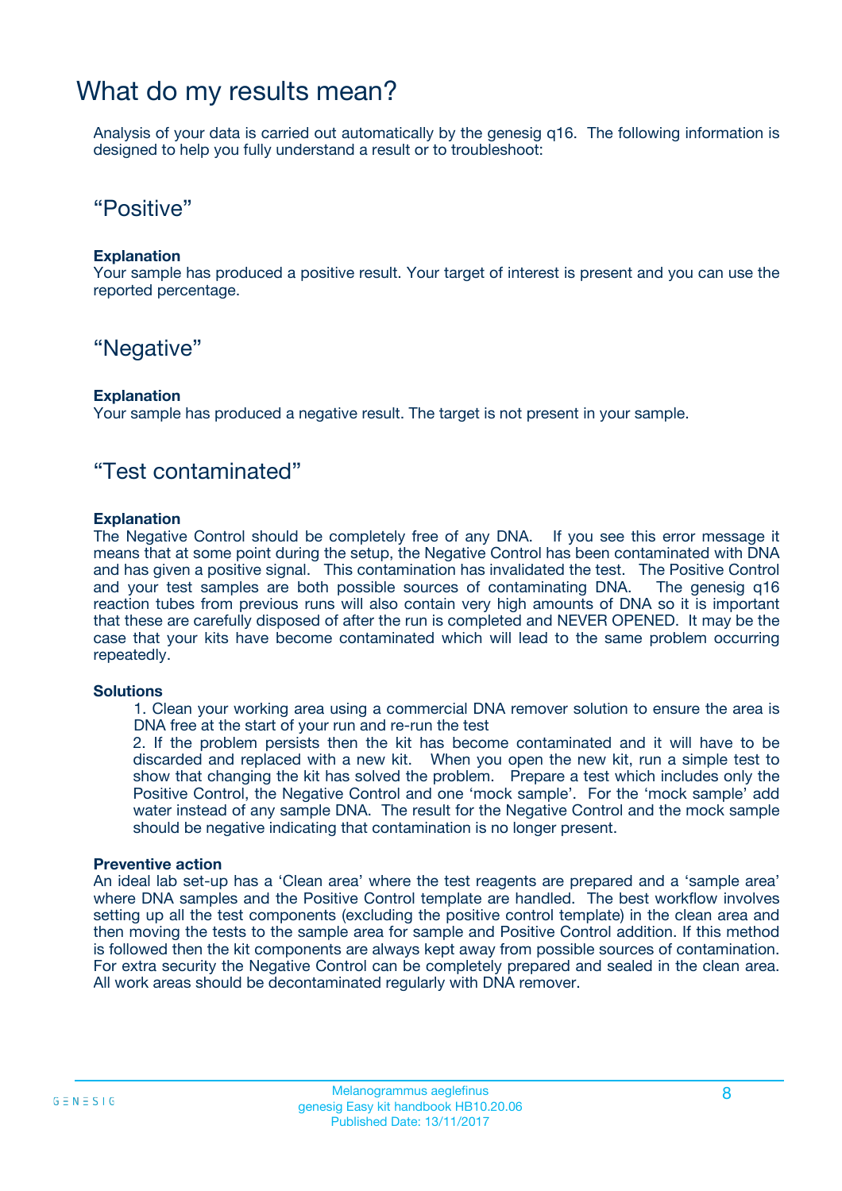# What do my results mean?

Analysis of your data is carried out automatically by the genesig q16. The following information is designed to help you fully understand a result or to troubleshoot:

## “Positive”

**Explanation**
Your sample has produced a positive result. Your target of interest is present and you can use the reported percentage.

## “Negative”

**Explanation**
Your sample has produced a negative result. The target is not present in your sample.

## “Test contaminated”

**Explanation**
The Negative Control should be completely free of any DNA. If you see this error message it means that at some point during the setup, the Negative Control has been contaminated with DNA and has given a positive signal. This contamination has invalidated the test. The Positive Control and your test samples are both possible sources of contaminating DNA. The genesig q16 reaction tubes from previous runs will also contain very high amounts of DNA so it is important that these are carefully disposed of after the run is completed and NEVER OPENED. It may be the case that your kits have become contaminated which will lead to the same problem occurring repeatedly.

**Solutions**

1. Clean your working area using a commercial DNA remover solution to ensure the area is DNA free at the start of your run and re-run the test
2. If the problem persists then the kit has become contaminated and it will have to be discarded and replaced with a new kit. When you open the new kit, run a simple test to show that changing the kit has solved the problem. Prepare a test which includes only the Positive Control, the Negative Control and one ‘mock sample’. For the ‘mock sample’ add water instead of any sample DNA. The result for the Negative Control and the mock sample should be negative indicating that contamination is no longer present.

**Preventive action**
An ideal lab set-up has a ‘Clean area’ where the test reagents are prepared and a ‘sample area’ where DNA samples and the Positive Control template are handled. The best workflow involves setting up all the test components (excluding the positive control template) in the clean area and then moving the tests to the sample area for sample and Positive Control addition. If this method is followed then the kit components are always kept away from possible sources of contamination. For extra security the Negative Control can be completely prepared and sealed in the clean area. All work areas should be decontaminated regularly with DNA remover.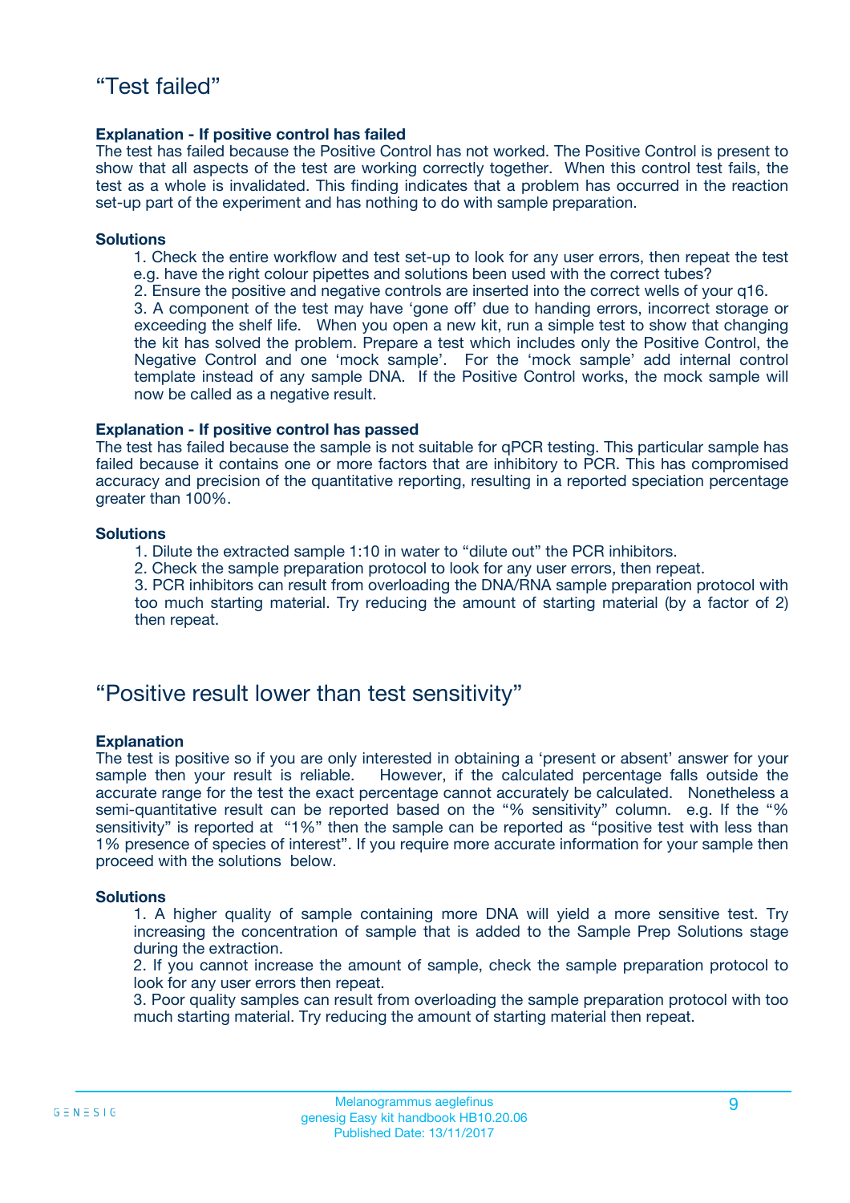## "Test failed"

**Explanation - If positive control has failed**

The test has failed because the Positive Control has not worked. The Positive Control is present to show that all aspects of the test are working correctly together. When this control test fails, the test as a whole is invalidated. This finding indicates that a problem has occurred in the reaction set-up part of the experiment and has nothing to do with sample preparation.

**Solutions**

1. Check the entire workflow and test set-up to look for any user errors, then repeat the test e.g. have the right colour pipettes and solutions been used with the correct tubes?
2. Ensure the positive and negative controls are inserted into the correct wells of your q16.
3. A component of the test may have 'gone off' due to handing errors, incorrect storage or exceeding the shelf life. When you open a new kit, run a simple test to show that changing the kit has solved the problem. Prepare a test which includes only the Positive Control, the Negative Control and one 'mock sample'. For the 'mock sample' add internal control template instead of any sample DNA. If the Positive Control works, the mock sample will now be called as a negative result.

**Explanation - If positive control has passed**

The test has failed because the sample is not suitable for qPCR testing. This particular sample has failed because it contains one or more factors that are inhibitory to PCR. This has compromised accuracy and precision of the quantitative reporting, resulting in a reported speciation percentage greater than 100%.

**Solutions**

1. Dilute the extracted sample 1:10 in water to "dilute out" the PCR inhibitors.
2. Check the sample preparation protocol to look for any user errors, then repeat.
3. PCR inhibitors can result from overloading the DNA/RNA sample preparation protocol with too much starting material. Try reducing the amount of starting material (by a factor of 2) then repeat.

## "Positive result lower than test sensitivity"

**Explanation**

The test is positive so if you are only interested in obtaining a 'present or absent' answer for your sample then your result is reliable. However, if the calculated percentage falls outside the accurate range for the test the exact percentage cannot accurately be calculated. Nonetheless a semi-quantitative result can be reported based on the "% sensitivity" column. e.g. If the "% sensitivity" is reported at "1%" then the sample can be reported as "positive test with less than 1% presence of species of interest". If you require more accurate information for your sample then proceed with the solutions below.

**Solutions**

1. A higher quality of sample containing more DNA will yield a more sensitive test. Try increasing the concentration of sample that is added to the Sample Prep Solutions stage during the extraction.
2. If you cannot increase the amount of sample, check the sample preparation protocol to look for any user errors then repeat.
3. Poor quality samples can result from overloading the sample preparation protocol with too much starting material. Try reducing the amount of starting material then repeat.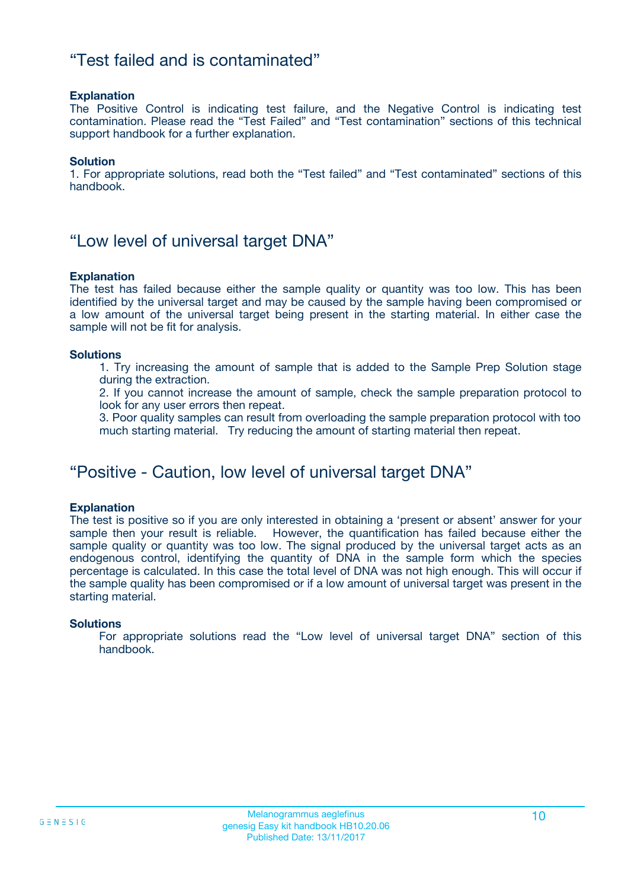## “Test failed and is contaminated”

**Explanation**
The Positive Control is indicating test failure, and the Negative Control is indicating test contamination. Please read the “Test Failed” and “Test contamination” sections of this technical support handbook for a further explanation.

**Solution**
1. For appropriate solutions, read both the “Test failed” and “Test contaminated” sections of this handbook.

## “Low level of universal target DNA”

**Explanation**
The test has failed because either the sample quality or quantity was too low. This has been identified by the universal target and may be caused by the sample having been compromised or a low amount of the universal target being present in the starting material. In either case the sample will not be fit for analysis.

**Solutions**

1. Try increasing the amount of sample that is added to the Sample Prep Solution stage during the extraction.
2. If you cannot increase the amount of sample, check the sample preparation protocol to look for any user errors then repeat.
3. Poor quality samples can result from overloading the sample preparation protocol with too much starting material. Try reducing the amount of starting material then repeat.

## “Positive - Caution, low level of universal target DNA”

**Explanation**
The test is positive so if you are only interested in obtaining a ‘present or absent’ answer for your sample then your result is reliable. However, the quantification has failed because either the sample quality or quantity was too low. The signal produced by the universal target acts as an endogenous control, identifying the quantity of DNA in the sample form which the species percentage is calculated. In this case the total level of DNA was not high enough. This will occur if the sample quality has been compromised or if a low amount of universal target was present in the starting material.

**Solutions**
For appropriate solutions read the “Low level of universal target DNA” section of this handbook.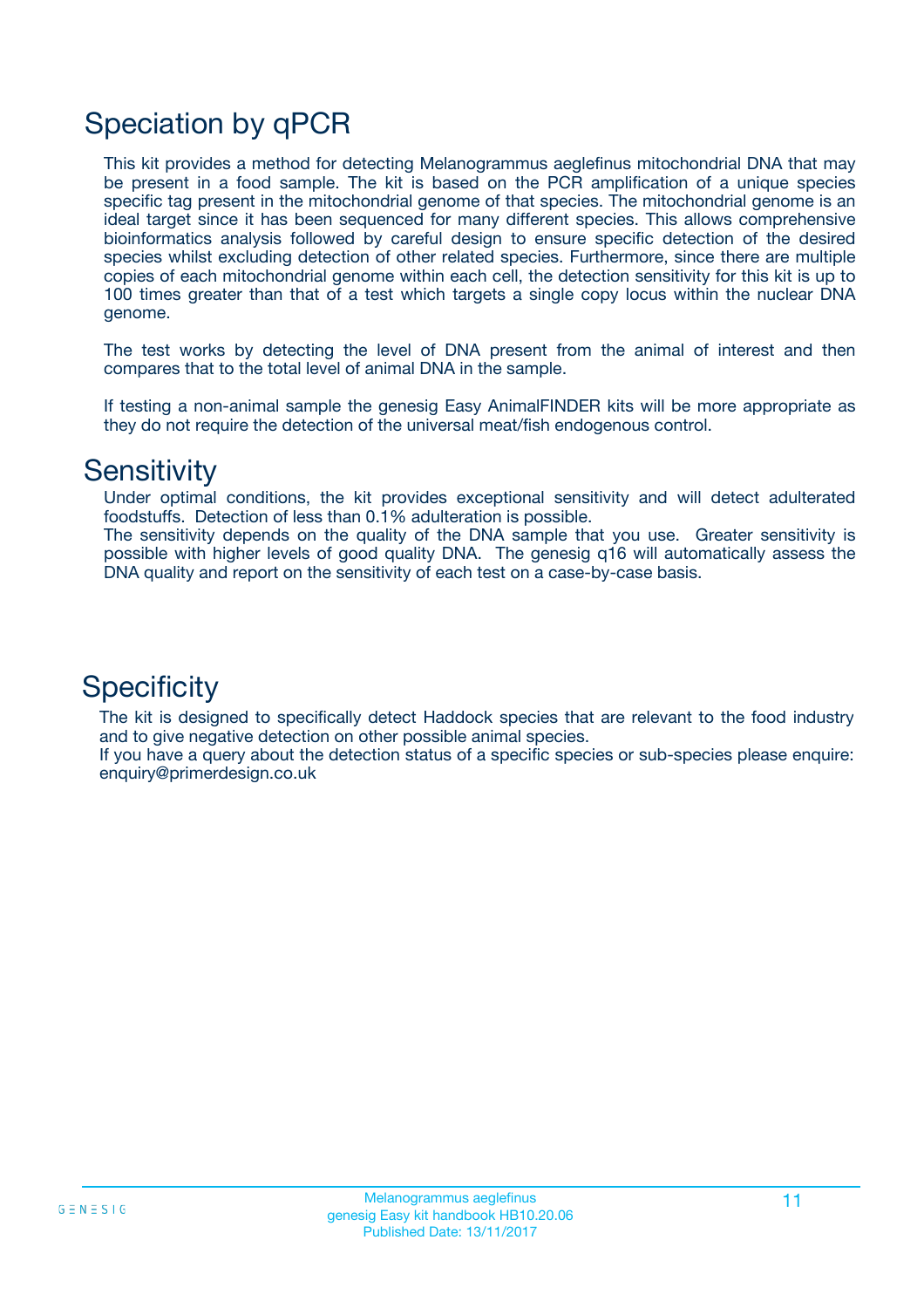# Speciation by qPCR

This kit provides a method for detecting Melanogrammus aeglefinus mitochondrial DNA that may be present in a food sample. The kit is based on the PCR amplification of a unique species specific tag present in the mitochondrial genome of that species. The mitochondrial genome is an ideal target since it has been sequenced for many different species. This allows comprehensive bioinformatics analysis followed by careful design to ensure specific detection of the desired species whilst excluding detection of other related species. Furthermore, since there are multiple copies of each mitochondrial genome within each cell, the detection sensitivity for this kit is up to 100 times greater than that of a test which targets a single copy locus within the nuclear DNA genome.

The test works by detecting the level of DNA present from the animal of interest and then compares that to the total level of animal DNA in the sample.

If testing a non-animal sample the genesig Easy AnimalFINDER kits will be more appropriate as they do not require the detection of the universal meat/fish endogenous control.

# Sensitivity

Under optimal conditions, the kit provides exceptional sensitivity and will detect adulterated foodstuffs. Detection of less than 0.1% adulteration is possible.
The sensitivity depends on the quality of the DNA sample that you use. Greater sensitivity is possible with higher levels of good quality DNA. The genesig q16 will automatically assess the DNA quality and report on the sensitivity of each test on a case-by-case basis.

# Specificity

The kit is designed to specifically detect Haddock species that are relevant to the food industry and to give negative detection on other possible animal species.
If you have a query about the detection status of a specific species or sub-species please enquire: enquiry@primerdesign.co.uk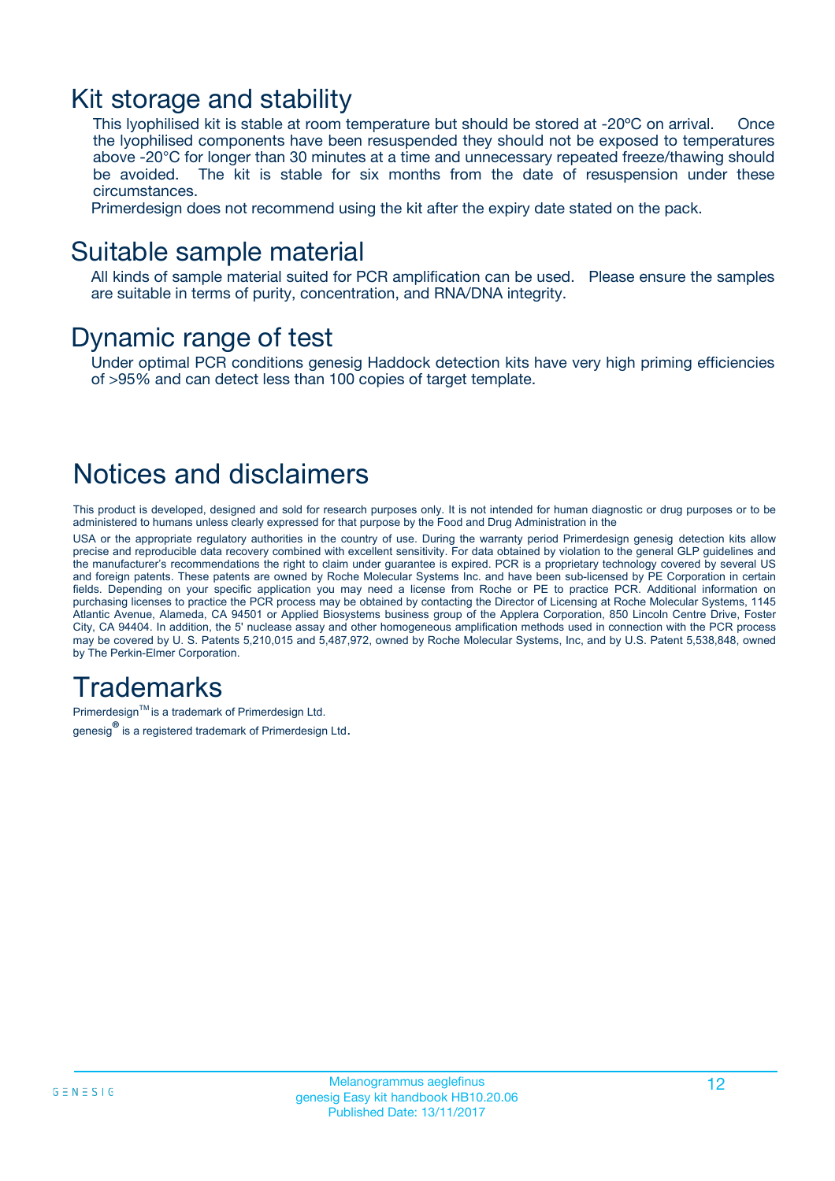## Kit storage and stability

This lyophilised kit is stable at room temperature but should be stored at -20ºC on arrival. Once the lyophilised components have been resuspended they should not be exposed to temperatures above -20°C for longer than 30 minutes at a time and unnecessary repeated freeze/thawing should be avoided. The kit is stable for six months from the date of resuspension under these circumstances.

Primerdesign does not recommend using the kit after the expiry date stated on the pack.

## Suitable sample material

All kinds of sample material suited for PCR amplification can be used. Please ensure the samples are suitable in terms of purity, concentration, and RNA/DNA integrity.

## Dynamic range of test

Under optimal PCR conditions genesig Haddock detection kits have very high priming efficiencies of >95% and can detect less than 100 copies of target template.

# Notices and disclaimers

This product is developed, designed and sold for research purposes only. It is not intended for human diagnostic or drug purposes or to be administered to humans unless clearly expressed for that purpose by the Food and Drug Administration in the

USA or the appropriate regulatory authorities in the country of use. During the warranty period Primerdesign genesig detection kits allow precise and reproducible data recovery combined with excellent sensitivity. For data obtained by violation to the general GLP guidelines and the manufacturer's recommendations the right to claim under guarantee is expired. PCR is a proprietary technology covered by several US and foreign patents. These patents are owned by Roche Molecular Systems Inc. and have been sub-licensed by PE Corporation in certain fields. Depending on your specific application you may need a license from Roche or PE to practice PCR. Additional information on purchasing licenses to practice the PCR process may be obtained by contacting the Director of Licensing at Roche Molecular Systems, 1145 Atlantic Avenue, Alameda, CA 94501 or Applied Biosystems business group of the Applera Corporation, 850 Lincoln Centre Drive, Foster City, CA 94404. In addition, the 5' nuclease assay and other homogeneous amplification methods used in connection with the PCR process may be covered by U. S. Patents 5,210,015 and 5,487,972, owned by Roche Molecular Systems, Inc, and by U.S. Patent 5,538,848, owned by The Perkin-Elmer Corporation.

# Trademarks

Primerdesign™ is a trademark of Primerdesign Ltd.

genesig® is a registered trademark of Primerdesign Ltd.